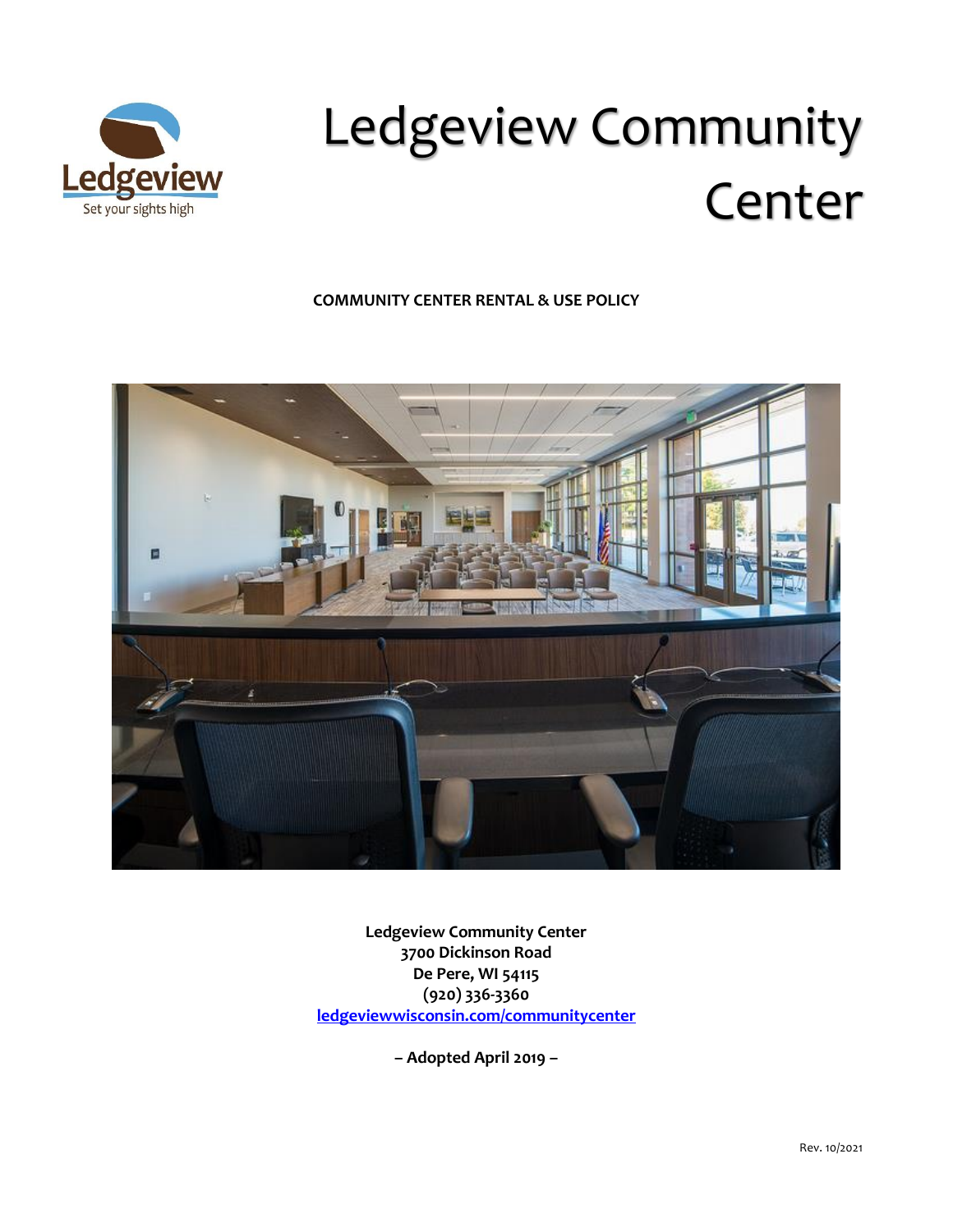# Ledgeview Community Center

**COMMUNITY CENTER RENTAL & USE POLICY**

**Ledgeview Community Center**
**3700 Dickinson Road**
**De Pere, WI 54115**
**(920) 336-3360**
**[ledgeviewwisconsin.com/communitycenter](ledgeviewwisconsin.com/communitycenter)**

**– Adopted April 2019 –**

Rev. 10/2021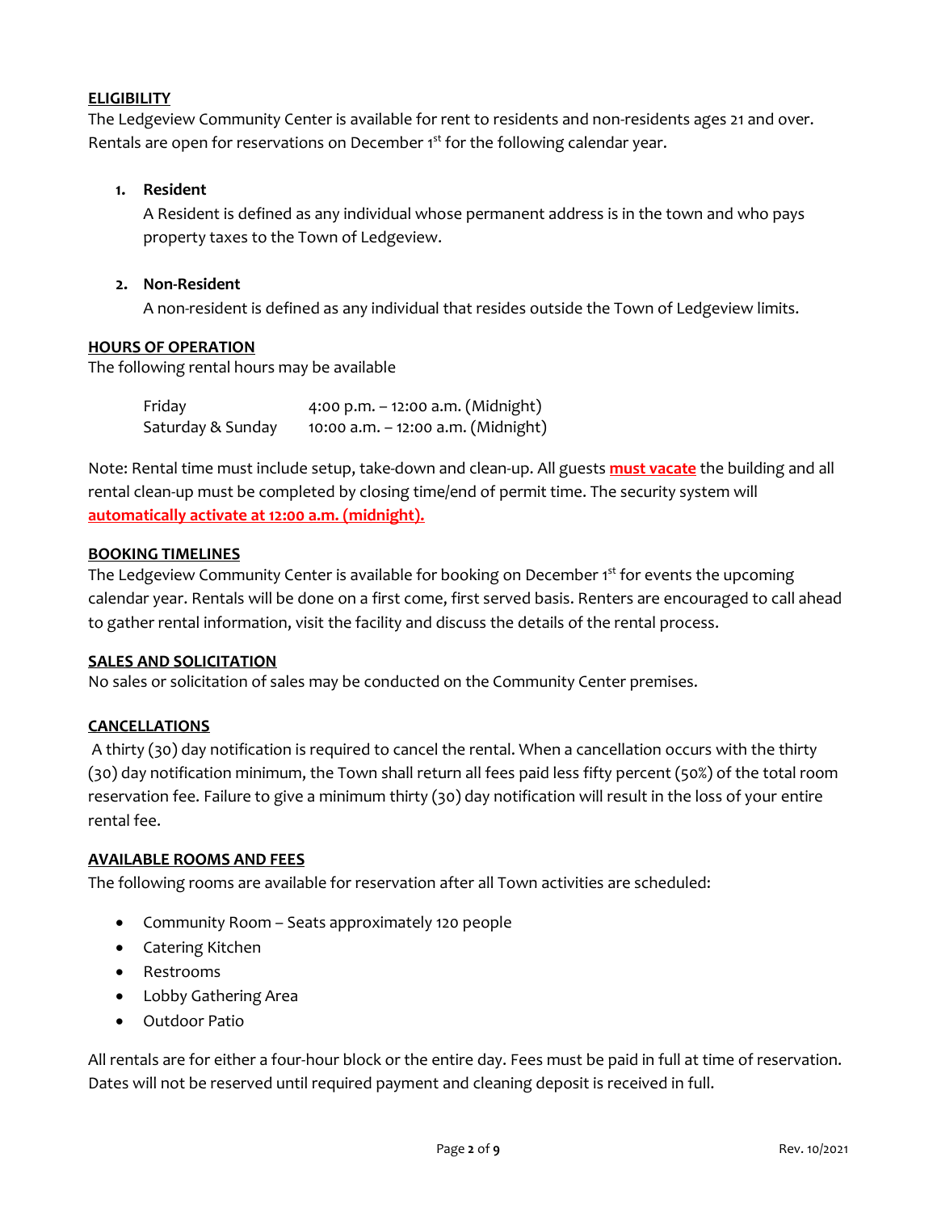## ELIGIBILITY

The Ledgeview Community Center is available for rent to residents and non-residents ages 21 and over. Rentals are open for reservations on December 1st for the following calendar year.

1. **Resident**

   A Resident is defined as any individual whose permanent address is in the town and who pays property taxes to the Town of Ledgeview.

2. **Non-Resident**

   A non-resident is defined as any individual that resides outside the Town of Ledgeview limits.

## HOURS OF OPERATION

The following rental hours may be available

| | |
|---|---|
| Friday | 4:00 p.m. – 12:00 a.m. (Midnight) |
| Saturday & Sunday | 10:00 a.m. – 12:00 a.m. (Midnight) |

Note: Rental time must include setup, take-down and clean-up. All guests **must vacate** the building and all rental clean-up must be completed by closing time/end of permit time. The security system will **automatically activate at 12:00 a.m. (midnight).**

## BOOKING TIMELINES

The Ledgeview Community Center is available for booking on December 1st for events the upcoming calendar year. Rentals will be done on a first come, first served basis. Renters are encouraged to call ahead to gather rental information, visit the facility and discuss the details of the rental process.

## SALES AND SOLICITATION

No sales or solicitation of sales may be conducted on the Community Center premises.

## CANCELLATIONS

A thirty (30) day notification is required to cancel the rental. When a cancellation occurs with the thirty (30) day notification minimum, the Town shall return all fees paid less fifty percent (50%) of the total room reservation fee. Failure to give a minimum thirty (30) day notification will result in the loss of your entire rental fee.

## AVAILABLE ROOMS AND FEES

The following rooms are available for reservation after all Town activities are scheduled:

- Community Room – Seats approximately 120 people
- Catering Kitchen
- Restrooms
- Lobby Gathering Area
- Outdoor Patio

All rentals are for either a four-hour block or the entire day. Fees must be paid in full at time of reservation. Dates will not be reserved until required payment and cleaning deposit is received in full.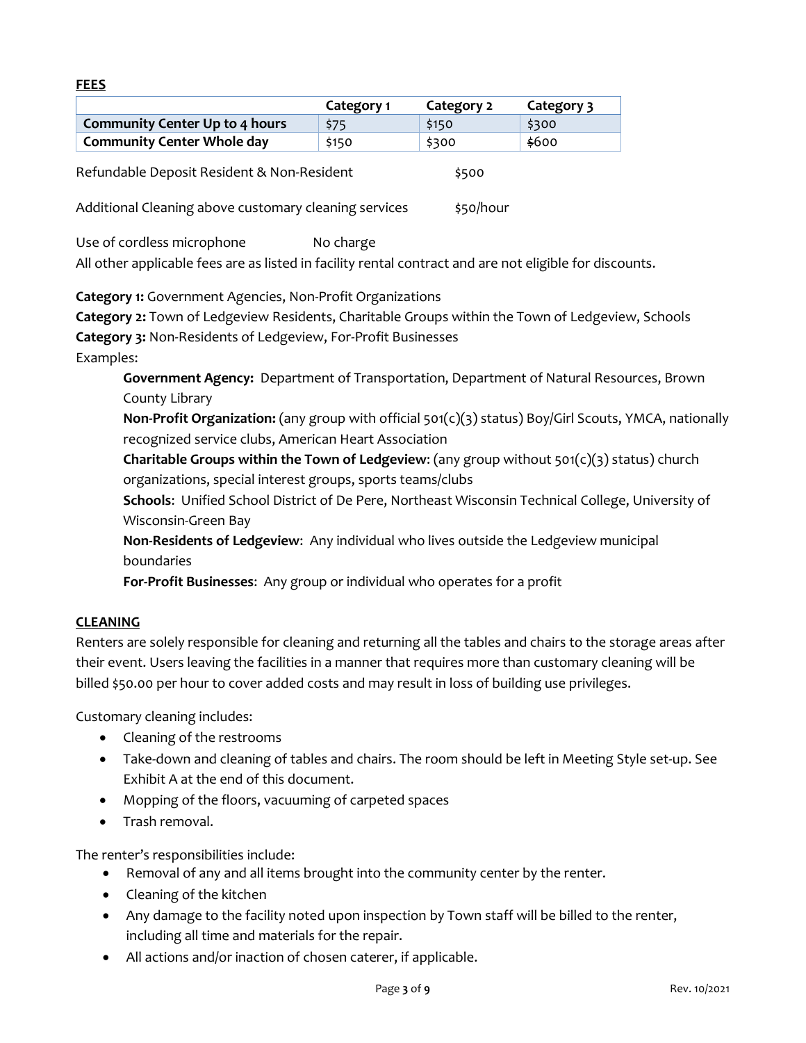**FEES**

| | Category 1 | Category 2 | Category 3 |
|---|---|---|---|
| **Community Center Up to 4 hours** | $75 | $150 | $300 |
| **Community Center Whole day** | $150 | $300 | $600 |

Refundable Deposit Resident & Non-Resident $500

Additional Cleaning above customary cleaning services $50/hour

Use of cordless microphone No charge

All other applicable fees are as listed in facility rental contract and are not eligible for discounts.

**Category 1:** Government Agencies, Non-Profit Organizations

**Category 2:** Town of Ledgeview Residents, Charitable Groups within the Town of Ledgeview, Schools

**Category 3:** Non-Residents of Ledgeview, For-Profit Businesses

Examples:

> **Government Agency:** Department of Transportation, Department of Natural Resources, Brown County Library
>
> **Non-Profit Organization:** (any group with official 501(c)(3) status) Boy/Girl Scouts, YMCA, nationally recognized service clubs, American Heart Association
>
> **Charitable Groups within the Town of Ledgeview**: (any group without 501(c)(3) status) church organizations, special interest groups, sports teams/clubs
>
> **Schools**: Unified School District of De Pere, Northeast Wisconsin Technical College, University of Wisconsin-Green Bay
>
> **Non-Residents of Ledgeview**: Any individual who lives outside the Ledgeview municipal boundaries
>
> **For-Profit Businesses**: Any group or individual who operates for a profit

**CLEANING**

Renters are solely responsible for cleaning and returning all the tables and chairs to the storage areas after their event. Users leaving the facilities in a manner that requires more than customary cleaning will be billed $50.00 per hour to cover added costs and may result in loss of building use privileges.

Customary cleaning includes:

- Cleaning of the restrooms
- Take-down and cleaning of tables and chairs. The room should be left in Meeting Style set-up. See Exhibit A at the end of this document.
- Mopping of the floors, vacuuming of carpeted spaces
- Trash removal.

The renter's responsibilities include:

- Removal of any and all items brought into the community center by the renter.
- Cleaning of the kitchen
- Any damage to the facility noted upon inspection by Town staff will be billed to the renter, including all time and materials for the repair.
- All actions and/or inaction of chosen caterer, if applicable.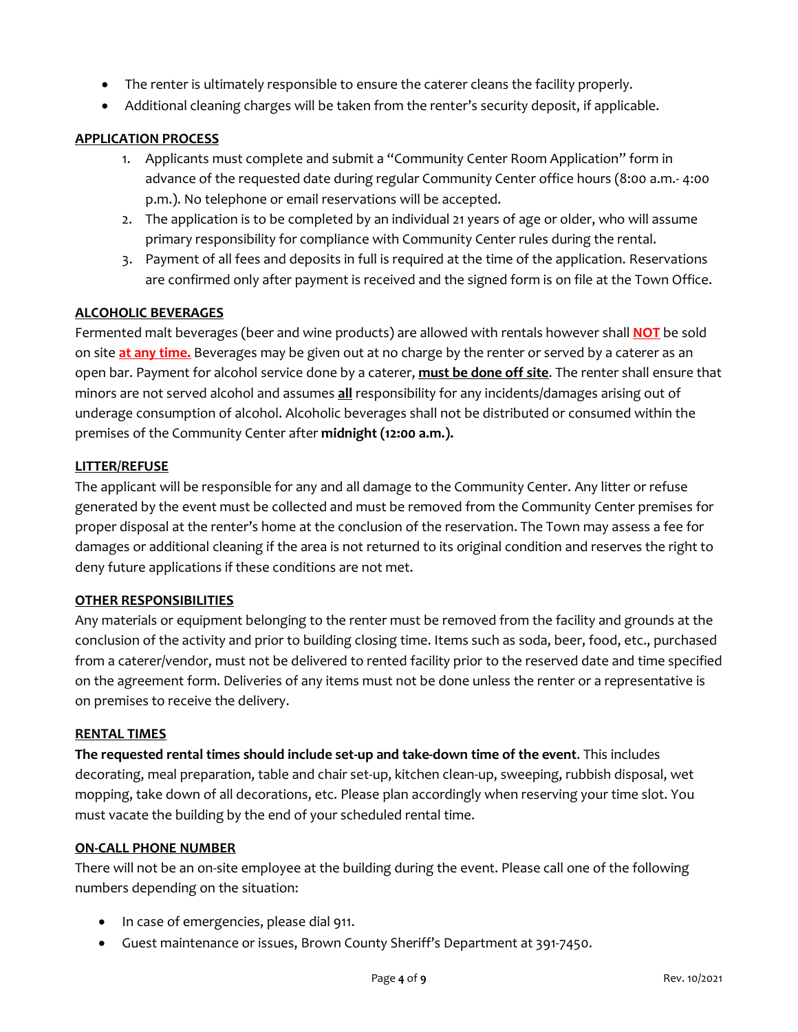- The renter is ultimately responsible to ensure the caterer cleans the facility properly.
- Additional cleaning charges will be taken from the renter's security deposit, if applicable.

## APPLICATION PROCESS

1. Applicants must complete and submit a "Community Center Room Application" form in advance of the requested date during regular Community Center office hours (8:00 a.m.- 4:00 p.m.). No telephone or email reservations will be accepted.
2. The application is to be completed by an individual 21 years of age or older, who will assume primary responsibility for compliance with Community Center rules during the rental.
3. Payment of all fees and deposits in full is required at the time of the application. Reservations are confirmed only after payment is received and the signed form is on file at the Town Office.

## ALCOHOLIC BEVERAGES

Fermented malt beverages (beer and wine products) are allowed with rentals however shall **NOT** be sold on site **at any time.** Beverages may be given out at no charge by the renter or served by a caterer as an open bar. Payment for alcohol service done by a caterer, **must be done off site**. The renter shall ensure that minors are not served alcohol and assumes **all** responsibility for any incidents/damages arising out of underage consumption of alcohol. Alcoholic beverages shall not be distributed or consumed within the premises of the Community Center after **midnight (12:00 a.m.).**

## LITTER/REFUSE

The applicant will be responsible for any and all damage to the Community Center. Any litter or refuse generated by the event must be collected and must be removed from the Community Center premises for proper disposal at the renter's home at the conclusion of the reservation. The Town may assess a fee for damages or additional cleaning if the area is not returned to its original condition and reserves the right to deny future applications if these conditions are not met.

## OTHER RESPONSIBILITIES

Any materials or equipment belonging to the renter must be removed from the facility and grounds at the conclusion of the activity and prior to building closing time. Items such as soda, beer, food, etc., purchased from a caterer/vendor, must not be delivered to rented facility prior to the reserved date and time specified on the agreement form. Deliveries of any items must not be done unless the renter or a representative is on premises to receive the delivery.

## RENTAL TIMES

**The requested rental times should include set-up and take-down time of the event**. This includes decorating, meal preparation, table and chair set-up, kitchen clean-up, sweeping, rubbish disposal, wet mopping, take down of all decorations, etc. Please plan accordingly when reserving your time slot. You must vacate the building by the end of your scheduled rental time.

## ON-CALL PHONE NUMBER

There will not be an on-site employee at the building during the event. Please call one of the following numbers depending on the situation:

- In case of emergencies, please dial 911.
- Guest maintenance or issues, Brown County Sheriff's Department at 391-7450.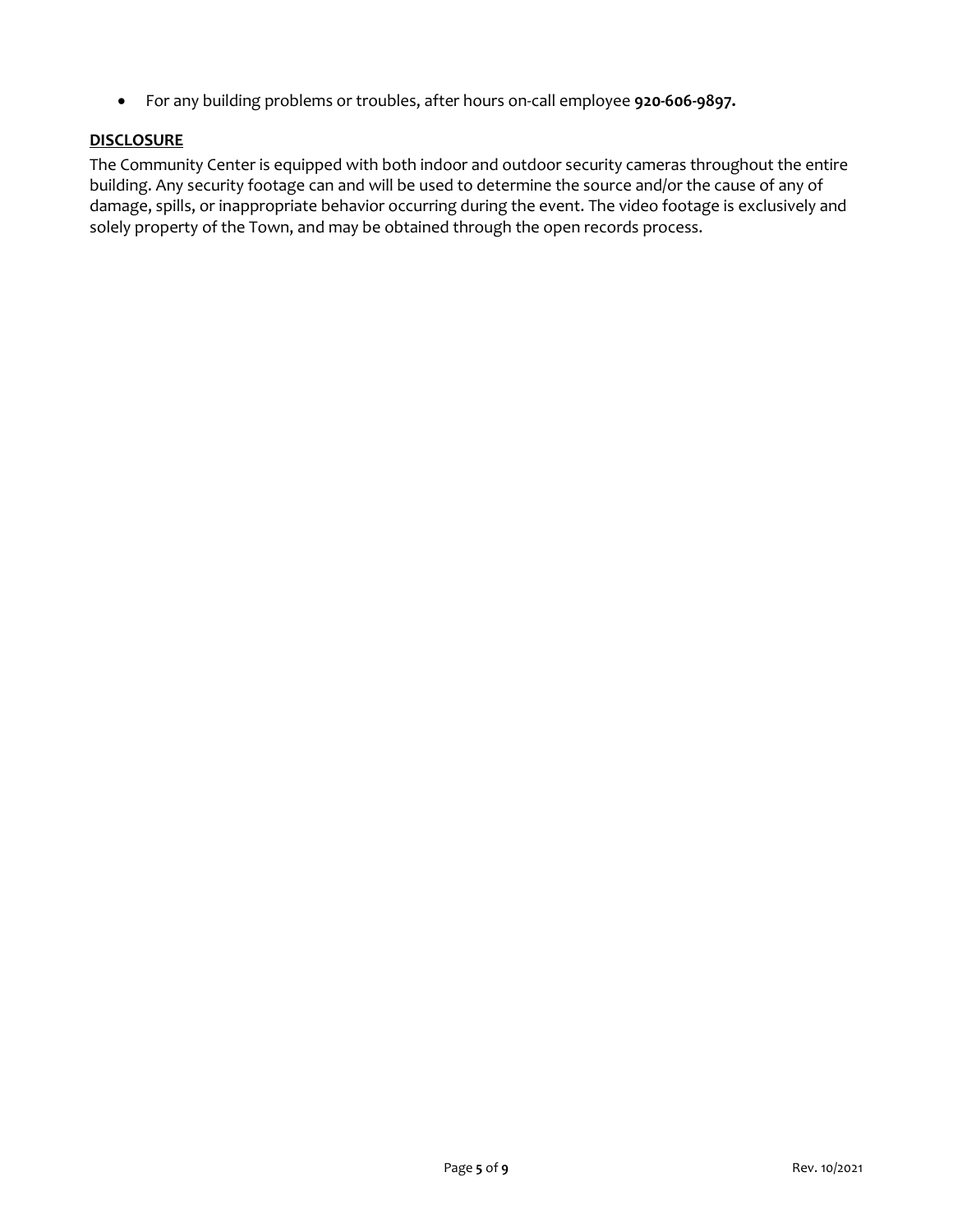- For any building problems or troubles, after hours on-call employee **920-606-9897.**

**DISCLOSURE**

The Community Center is equipped with both indoor and outdoor security cameras throughout the entire building. Any security footage can and will be used to determine the source and/or the cause of any of damage, spills, or inappropriate behavior occurring during the event. The video footage is exclusively and solely property of the Town, and may be obtained through the open records process.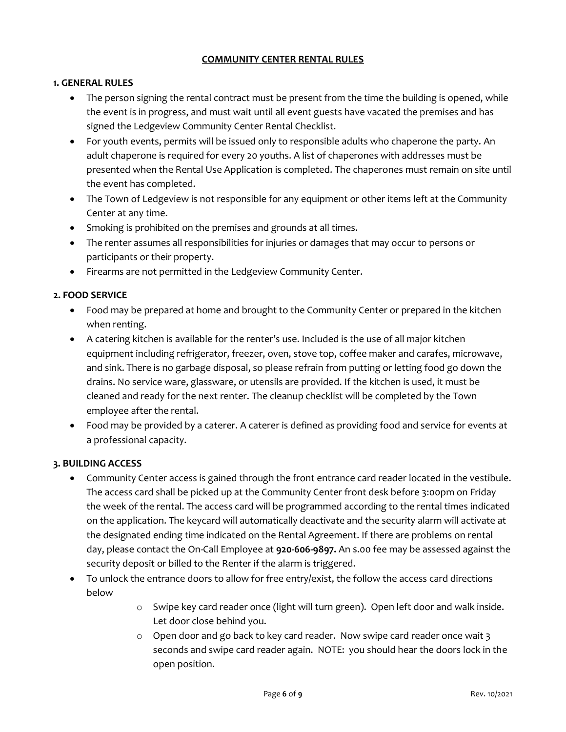# COMMUNITY CENTER RENTAL RULES

## 1. GENERAL RULES

- The person signing the rental contract must be present from the time the building is opened, while the event is in progress, and must wait until all event guests have vacated the premises and has signed the Ledgeview Community Center Rental Checklist.
- For youth events, permits will be issued only to responsible adults who chaperone the party. An adult chaperone is required for every 20 youths. A list of chaperones with addresses must be presented when the Rental Use Application is completed. The chaperones must remain on site until the event has completed.
- The Town of Ledgeview is not responsible for any equipment or other items left at the Community Center at any time.
- Smoking is prohibited on the premises and grounds at all times.
- The renter assumes all responsibilities for injuries or damages that may occur to persons or participants or their property.
- Firearms are not permitted in the Ledgeview Community Center.

## 2. FOOD SERVICE

- Food may be prepared at home and brought to the Community Center or prepared in the kitchen when renting.
- A catering kitchen is available for the renter's use. Included is the use of all major kitchen equipment including refrigerator, freezer, oven, stove top, coffee maker and carafes, microwave, and sink. There is no garbage disposal, so please refrain from putting or letting food go down the drains. No service ware, glassware, or utensils are provided. If the kitchen is used, it must be cleaned and ready for the next renter. The cleanup checklist will be completed by the Town employee after the rental.
- Food may be provided by a caterer. A caterer is defined as providing food and service for events at a professional capacity.

## 3. BUILDING ACCESS

- Community Center access is gained through the front entrance card reader located in the vestibule. The access card shall be picked up at the Community Center front desk before 3:00pm on Friday the week of the rental. The access card will be programmed according to the rental times indicated on the application. The keycard will automatically deactivate and the security alarm will activate at the designated ending time indicated on the Rental Agreement. If there are problems on rental day, please contact the On-Call Employee at **920-606-9897.** An $.00 fee may be assessed against the security deposit or billed to the Renter if the alarm is triggered.
- To unlock the entrance doors to allow for free entry/exist, the follow the access card directions below
  - Swipe key card reader once (light will turn green). Open left door and walk inside. Let door close behind you.
  - Open door and go back to key card reader. Now swipe card reader once wait 3 seconds and swipe card reader again. NOTE: you should hear the doors lock in the open position.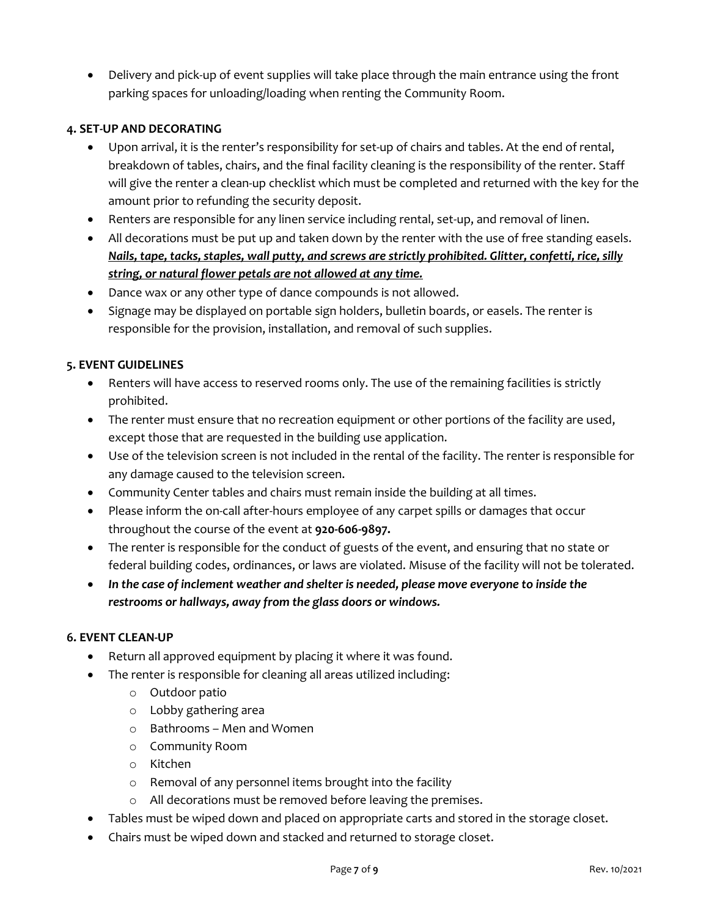- Delivery and pick-up of event supplies will take place through the main entrance using the front parking spaces for unloading/loading when renting the Community Room.

### 4. SET-UP AND DECORATING

- Upon arrival, it is the renter's responsibility for set-up of chairs and tables. At the end of rental, breakdown of tables, chairs, and the final facility cleaning is the responsibility of the renter. Staff will give the renter a clean-up checklist which must be completed and returned with the key for the amount prior to refunding the security deposit.
- Renters are responsible for any linen service including rental, set-up, and removal of linen.
- All decorations must be put up and taken down by the renter with the use of free standing easels. ***<u>Nails, tape, tacks, staples, wall putty, and screws are strictly prohibited. Glitter, confetti, rice, silly string, or natural flower petals are not allowed at any time.</u>***
- Dance wax or any other type of dance compounds is not allowed.
- Signage may be displayed on portable sign holders, bulletin boards, or easels. The renter is responsible for the provision, installation, and removal of such supplies.

### 5. EVENT GUIDELINES

- Renters will have access to reserved rooms only. The use of the remaining facilities is strictly prohibited.
- The renter must ensure that no recreation equipment or other portions of the facility are used, except those that are requested in the building use application.
- Use of the television screen is not included in the rental of the facility. The renter is responsible for any damage caused to the television screen.
- Community Center tables and chairs must remain inside the building at all times.
- Please inform the on-call after-hours employee of any carpet spills or damages that occur throughout the course of the event at **920-606-9897.**
- The renter is responsible for the conduct of guests of the event, and ensuring that no state or federal building codes, ordinances, or laws are violated. Misuse of the facility will not be tolerated.
- ***In the case of inclement weather and shelter is needed, please move everyone to inside the restrooms or hallways, away from the glass doors or windows.***

### 6. EVENT CLEAN-UP

- Return all approved equipment by placing it where it was found.
- The renter is responsible for cleaning all areas utilized including:
  - Outdoor patio
  - Lobby gathering area
  - Bathrooms – Men and Women
  - Community Room
  - Kitchen
  - Removal of any personnel items brought into the facility
  - All decorations must be removed before leaving the premises.
- Tables must be wiped down and placed on appropriate carts and stored in the storage closet.
- Chairs must be wiped down and stacked and returned to storage closet.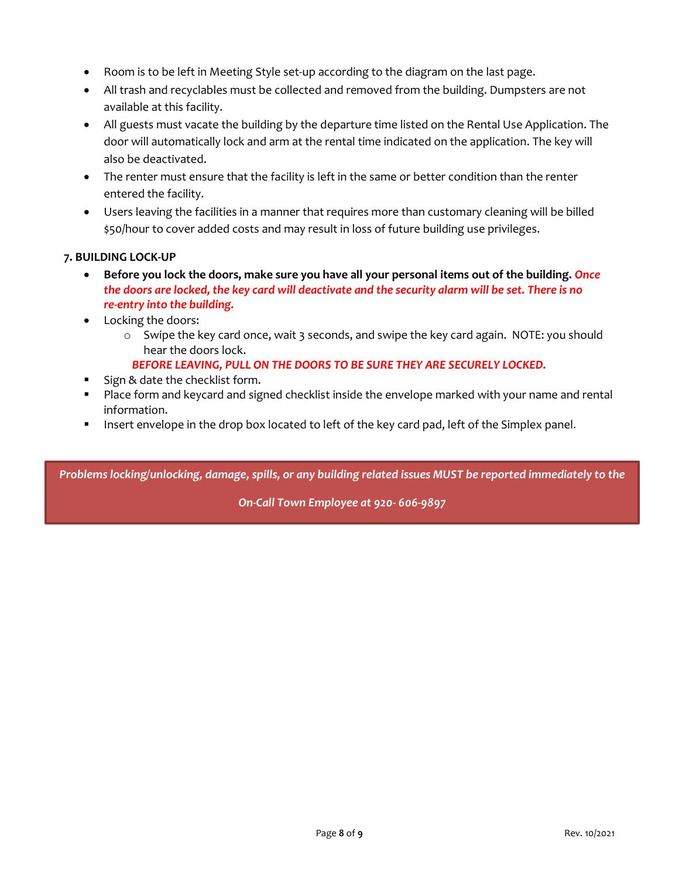- Room is to be left in Meeting Style set-up according to the diagram on the last page.
- All trash and recyclables must be collected and removed from the building. Dumpsters are not available at this facility.
- All guests must vacate the building by the departure time listed on the Rental Use Application. The door will automatically lock and arm at the rental time indicated on the application. The key will also be deactivated.
- The renter must ensure that the facility is left in the same or better condition than the renter entered the facility.
- Users leaving the facilities in a manner that requires more than customary cleaning will be billed $50/hour to cover added costs and may result in loss of future building use privileges.

**7. BUILDING LOCK-UP**

- **Before you lock the doors, make sure you have all your personal items out of the building.** ***Once the doors are locked, the key card will deactivate and the security alarm will be set. There is no re-entry into the building.***
- Locking the doors:
  - Swipe the key card once, wait 3 seconds, and swipe the key card again. NOTE: you should hear the doors lock.

  ***BEFORE LEAVING, PULL ON THE DOORS TO BE SURE THEY ARE SECURELY LOCKED.***
- Sign & date the checklist form.
- Place form and keycard and signed checklist inside the envelope marked with your name and rental information.
- Insert envelope in the drop box located to left of the key card pad, left of the Simplex panel.

*Problems locking/unlocking, damage, spills, or any building related issues MUST be reported immediately to the*

*On-Call Town Employee at 920- 606-9897*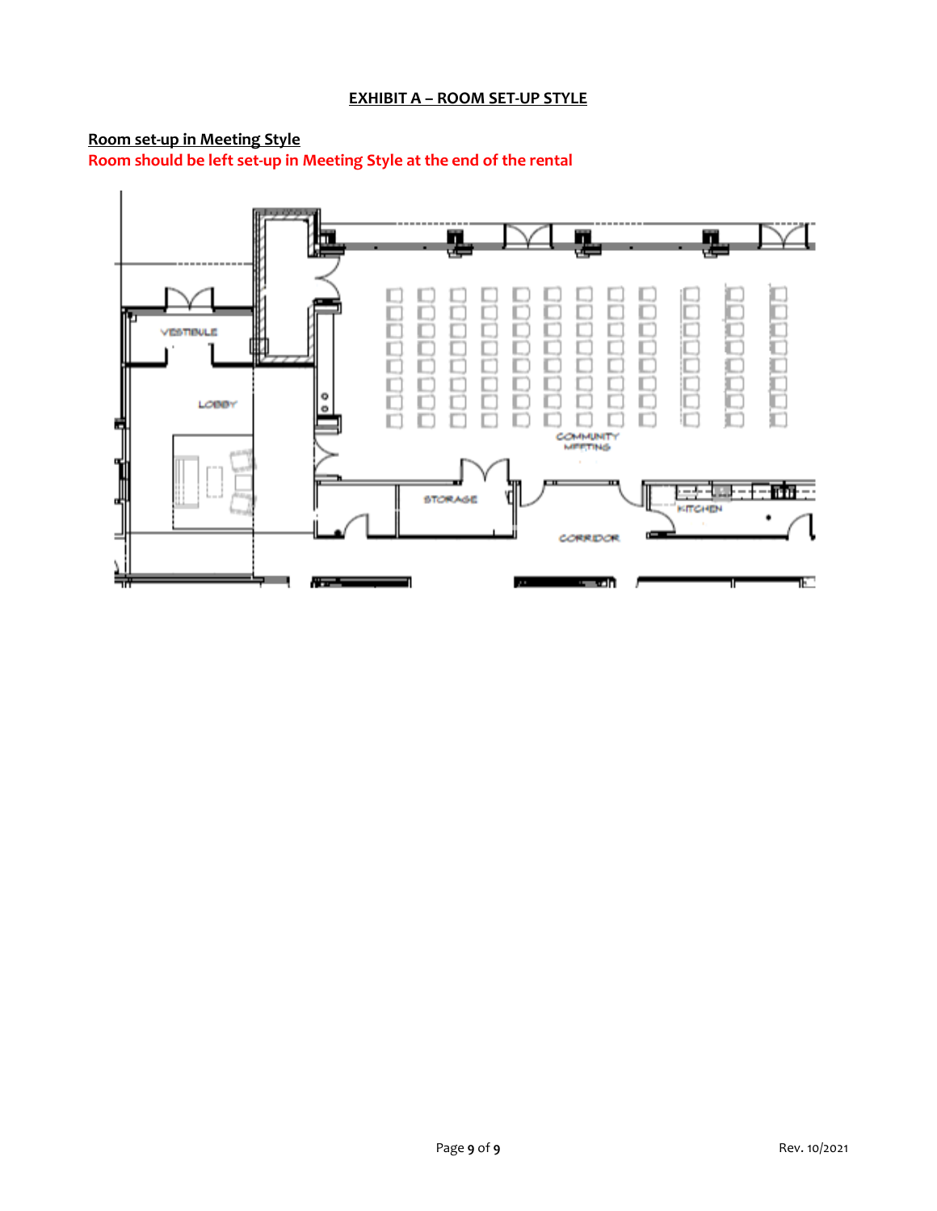**EXHIBIT A – ROOM SET-UP STYLE**

**Room set-up in Meeting Style**

**Room should be left set-up in Meeting Style at the end of the rental**

VESTIBULE

LOBBY

COMMUNITY MEETING

STORAGE

KITCHEN

CORRIDOR